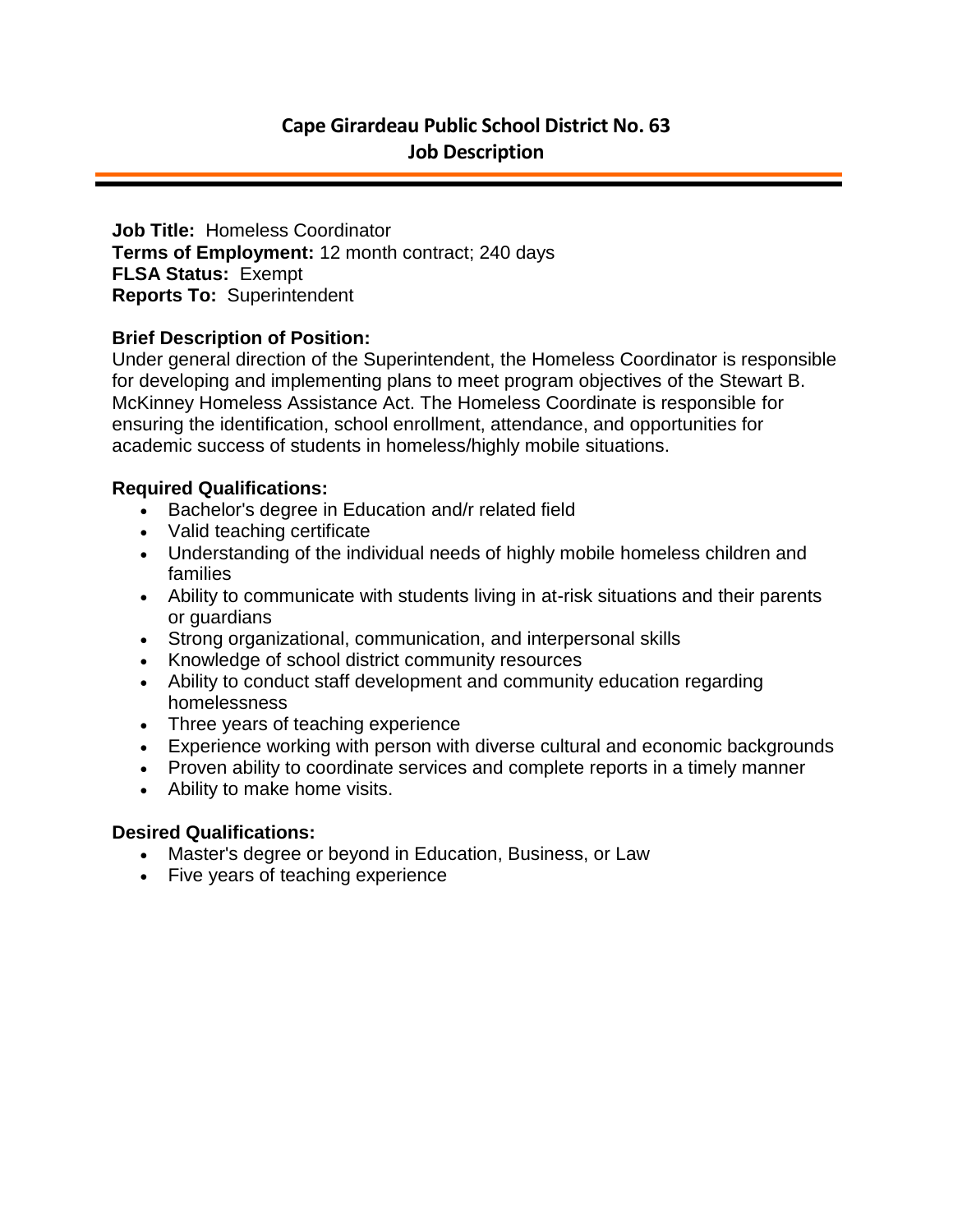# Cape Girardeau Public School District No. 63
## Job Description

**Job Title:** Homeless Coordinator
**Terms of Employment:** 12 month contract; 240 days
**FLSA Status:** Exempt
**Reports To:** Superintendent

**Brief Description of Position:**
Under general direction of the Superintendent, the Homeless Coordinator is responsible for developing and implementing plans to meet program objectives of the Stewart B. McKinney Homeless Assistance Act. The Homeless Coordinate is responsible for ensuring the identification, school enrollment, attendance, and opportunities for academic success of students in homeless/highly mobile situations.

**Required Qualifications:**

- Bachelor's degree in Education and/r related field
- Valid teaching certificate
- Understanding of the individual needs of highly mobile homeless children and families
- Ability to communicate with students living in at-risk situations and their parents or guardians
- Strong organizational, communication, and interpersonal skills
- Knowledge of school district community resources
- Ability to conduct staff development and community education regarding homelessness
- Three years of teaching experience
- Experience working with person with diverse cultural and economic backgrounds
- Proven ability to coordinate services and complete reports in a timely manner
- Ability to make home visits.

**Desired Qualifications:**

- Master's degree or beyond in Education, Business, or Law
- Five years of teaching experience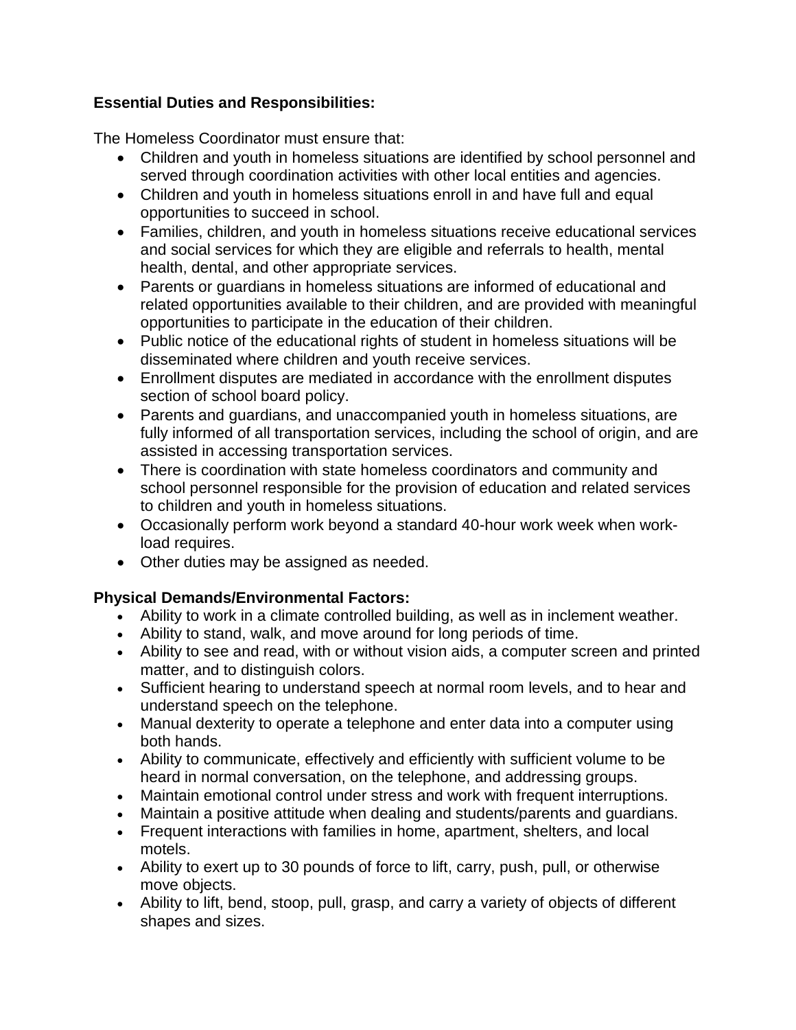**Essential Duties and Responsibilities:**

The Homeless Coordinator must ensure that:

- Children and youth in homeless situations are identified by school personnel and served through coordination activities with other local entities and agencies.
- Children and youth in homeless situations enroll in and have full and equal opportunities to succeed in school.
- Families, children, and youth in homeless situations receive educational services and social services for which they are eligible and referrals to health, mental health, dental, and other appropriate services.
- Parents or guardians in homeless situations are informed of educational and related opportunities available to their children, and are provided with meaningful opportunities to participate in the education of their children.
- Public notice of the educational rights of student in homeless situations will be disseminated where children and youth receive services.
- Enrollment disputes are mediated in accordance with the enrollment disputes section of school board policy.
- Parents and guardians, and unaccompanied youth in homeless situations, are fully informed of all transportation services, including the school of origin, and are assisted in accessing transportation services.
- There is coordination with state homeless coordinators and community and school personnel responsible for the provision of education and related services to children and youth in homeless situations.
- Occasionally perform work beyond a standard 40-hour work week when work-load requires.
- Other duties may be assigned as needed.

**Physical Demands/Environmental Factors:**

- Ability to work in a climate controlled building, as well as in inclement weather.
- Ability to stand, walk, and move around for long periods of time.
- Ability to see and read, with or without vision aids, a computer screen and printed matter, and to distinguish colors.
- Sufficient hearing to understand speech at normal room levels, and to hear and understand speech on the telephone.
- Manual dexterity to operate a telephone and enter data into a computer using both hands.
- Ability to communicate, effectively and efficiently with sufficient volume to be heard in normal conversation, on the telephone, and addressing groups.
- Maintain emotional control under stress and work with frequent interruptions.
- Maintain a positive attitude when dealing and students/parents and guardians.
- Frequent interactions with families in home, apartment, shelters, and local motels.
- Ability to exert up to 30 pounds of force to lift, carry, push, pull, or otherwise move objects.
- Ability to lift, bend, stoop, pull, grasp, and carry a variety of objects of different shapes and sizes.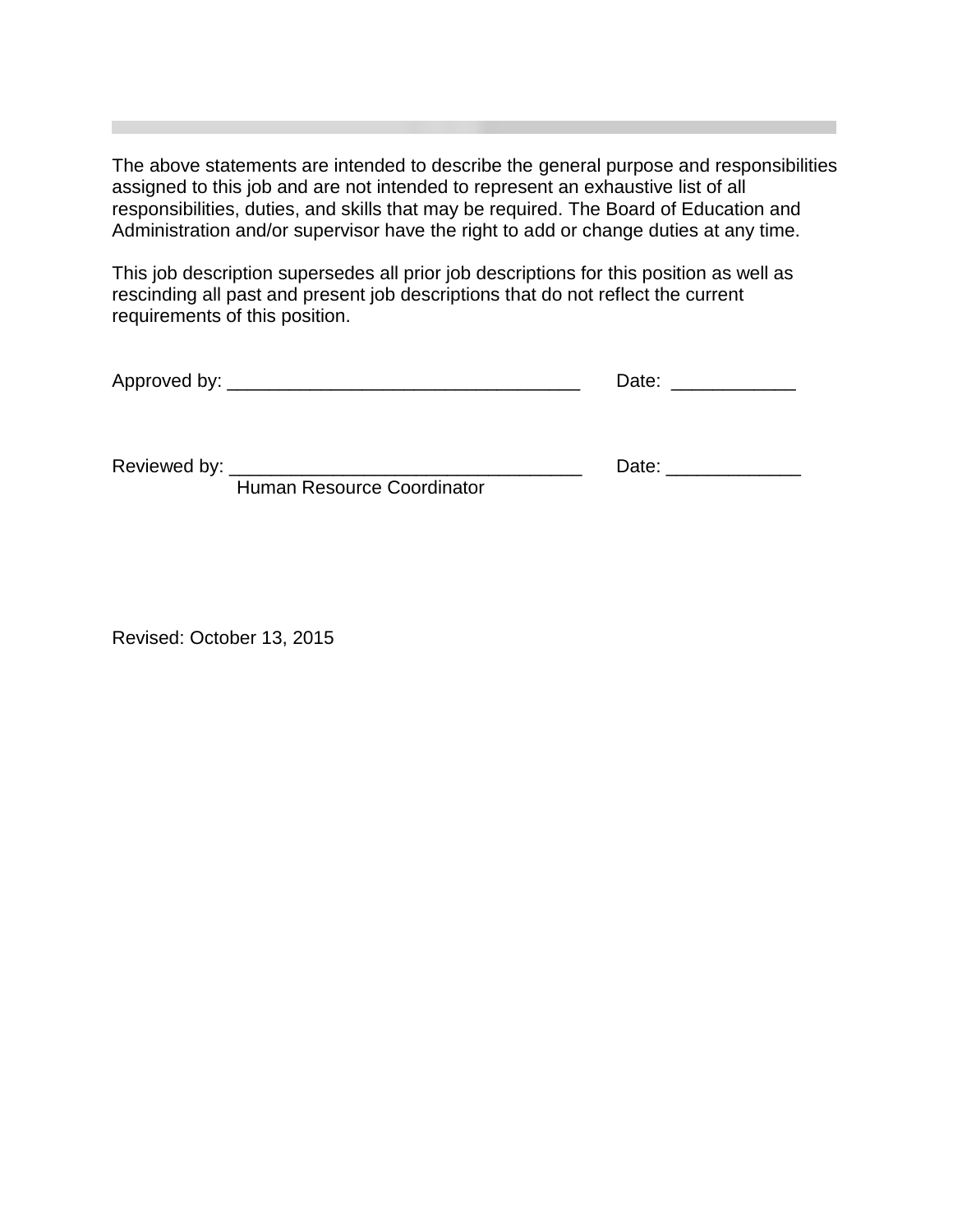---

The above statements are intended to describe the general purpose and responsibilities assigned to this job and are not intended to represent an exhaustive list of all responsibilities, duties, and skills that may be required. The Board of Education and Administration and/or supervisor have the right to add or change duties at any time.

This job description supersedes all prior job descriptions for this position as well as rescinding all past and present job descriptions that do not reflect the current requirements of this position.

Approved by: ___________________________________ Date: ____________

Reviewed by: ___________________________________ Date: _____________
Human Resource Coordinator

Revised: October 13, 2015